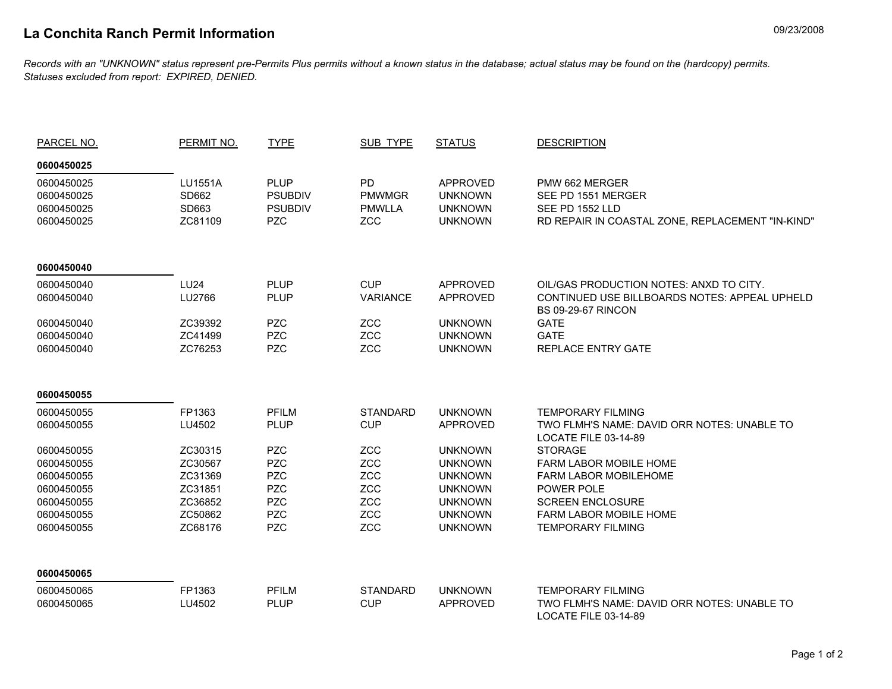# La Conchita Ranch Permit Information

09/23/2008

*Records with an "UNKNOWN" status represent pre-Permits Plus permits without a known status in the database; actual status may be found on the (hardcopy) permits.*
*Statuses excluded from report: EXPIRED, DENIED.*

| PARCEL NO. | PERMIT NO. | TYPE | SUB_TYPE | STATUS | DESCRIPTION |
|---|---|---|---|---|---|
| **0600450025** | | | | | |
| 0600450025 | LU1551A | PLUP | PD | APPROVED | PMW 662 MERGER |
| 0600450025 | SD662 | PSUBDIV | PMWMGR | UNKNOWN | SEE PD 1551 MERGER |
| 0600450025 | SD663 | PSUBDIV | PMWLLA | UNKNOWN | SEE PD 1552 LLD |
| 0600450025 | ZC81109 | PZC | ZCC | UNKNOWN | RD REPAIR IN COASTAL ZONE, REPLACEMENT "IN-KIND" |
| **0600450040** | | | | | |
| 0600450040 | LU24 | PLUP | CUP | APPROVED | OIL/GAS PRODUCTION NOTES: ANXD TO CITY. |
| 0600450040 | LU2766 | PLUP | VARIANCE | APPROVED | CONTINUED USE BILLBOARDS NOTES: APPEAL UPHELD BS 09-29-67 RINCON |
| 0600450040 | ZC39392 | PZC | ZCC | UNKNOWN | GATE |
| 0600450040 | ZC41499 | PZC | ZCC | UNKNOWN | GATE |
| 0600450040 | ZC76253 | PZC | ZCC | UNKNOWN | REPLACE ENTRY GATE |
| **0600450055** | | | | | |
| 0600450055 | FP1363 | PFILM | STANDARD | UNKNOWN | TEMPORARY FILMING |
| 0600450055 | LU4502 | PLUP | CUP | APPROVED | TWO FLMH'S NAME: DAVID ORR NOTES: UNABLE TO LOCATE FILE 03-14-89 |
| 0600450055 | ZC30315 | PZC | ZCC | UNKNOWN | STORAGE |
| 0600450055 | ZC30567 | PZC | ZCC | UNKNOWN | FARM LABOR MOBILE HOME |
| 0600450055 | ZC31369 | PZC | ZCC | UNKNOWN | FARM LABOR MOBILEHOME |
| 0600450055 | ZC31851 | PZC | ZCC | UNKNOWN | POWER POLE |
| 0600450055 | ZC36852 | PZC | ZCC | UNKNOWN | SCREEN ENCLOSURE |
| 0600450055 | ZC50862 | PZC | ZCC | UNKNOWN | FARM LABOR MOBILE HOME |
| 0600450055 | ZC68176 | PZC | ZCC | UNKNOWN | TEMPORARY FILMING |
| **0600450065** | | | | | |
| 0600450065 | FP1363 | PFILM | STANDARD | UNKNOWN | TEMPORARY FILMING |
| 0600450065 | LU4502 | PLUP | CUP | APPROVED | TWO FLMH'S NAME: DAVID ORR NOTES: UNABLE TO LOCATE FILE 03-14-89 |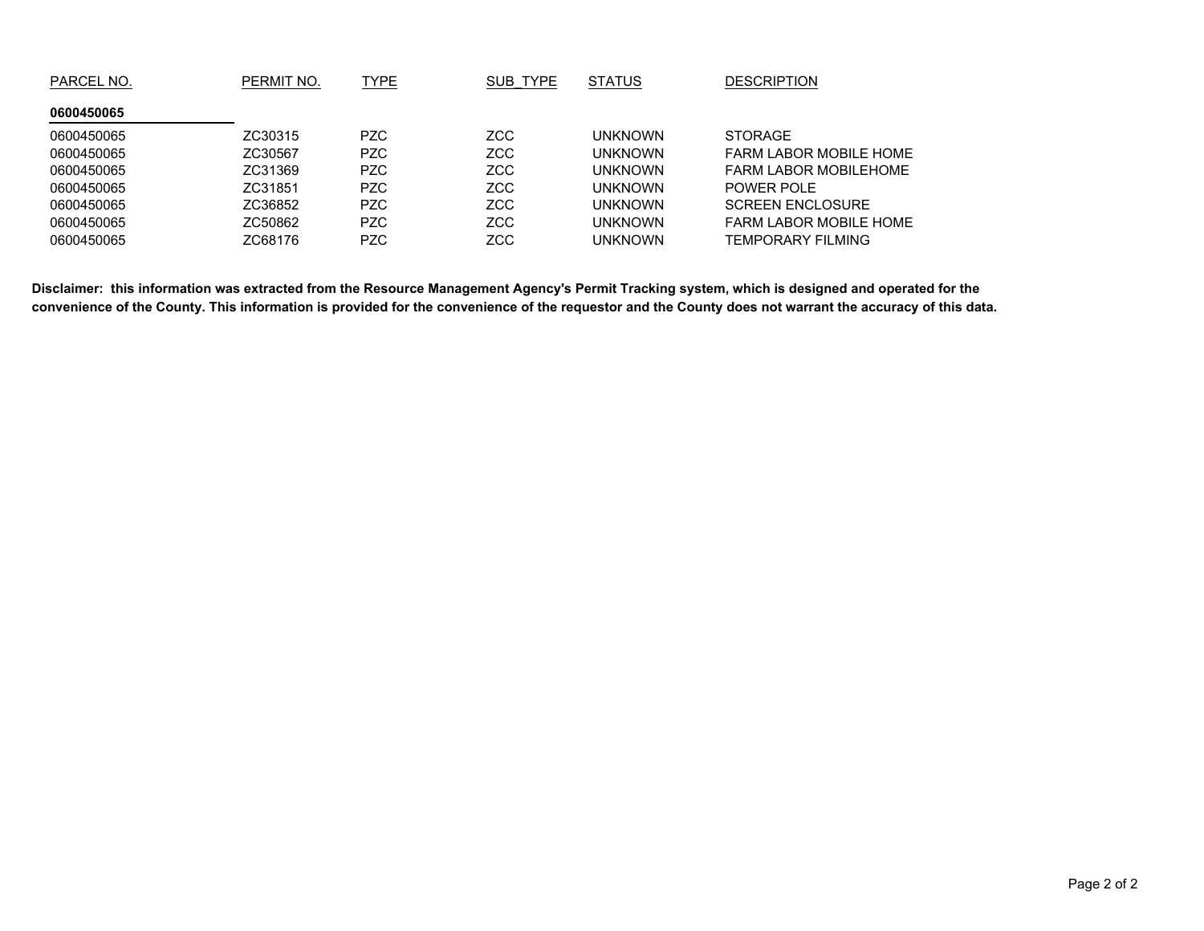| PARCEL NO. | PERMIT NO. | TYPE | SUB_TYPE | STATUS | DESCRIPTION |
|---|---|---|---|---|---|
| **0600450065** | | | | | |
| 0600450065 | ZC30315 | PZC | ZCC | UNKNOWN | STORAGE |
| 0600450065 | ZC30567 | PZC | ZCC | UNKNOWN | FARM LABOR MOBILE HOME |
| 0600450065 | ZC31369 | PZC | ZCC | UNKNOWN | FARM LABOR MOBILEHOME |
| 0600450065 | ZC31851 | PZC | ZCC | UNKNOWN | POWER POLE |
| 0600450065 | ZC36852 | PZC | ZCC | UNKNOWN | SCREEN ENCLOSURE |
| 0600450065 | ZC50862 | PZC | ZCC | UNKNOWN | FARM LABOR MOBILE HOME |
| 0600450065 | ZC68176 | PZC | ZCC | UNKNOWN | TEMPORARY FILMING |

**Disclaimer: this information was extracted from the Resource Management Agency's Permit Tracking system, which is designed and operated for the convenience of the County. This information is provided for the convenience of the requestor and the County does not warrant the accuracy of this data.**